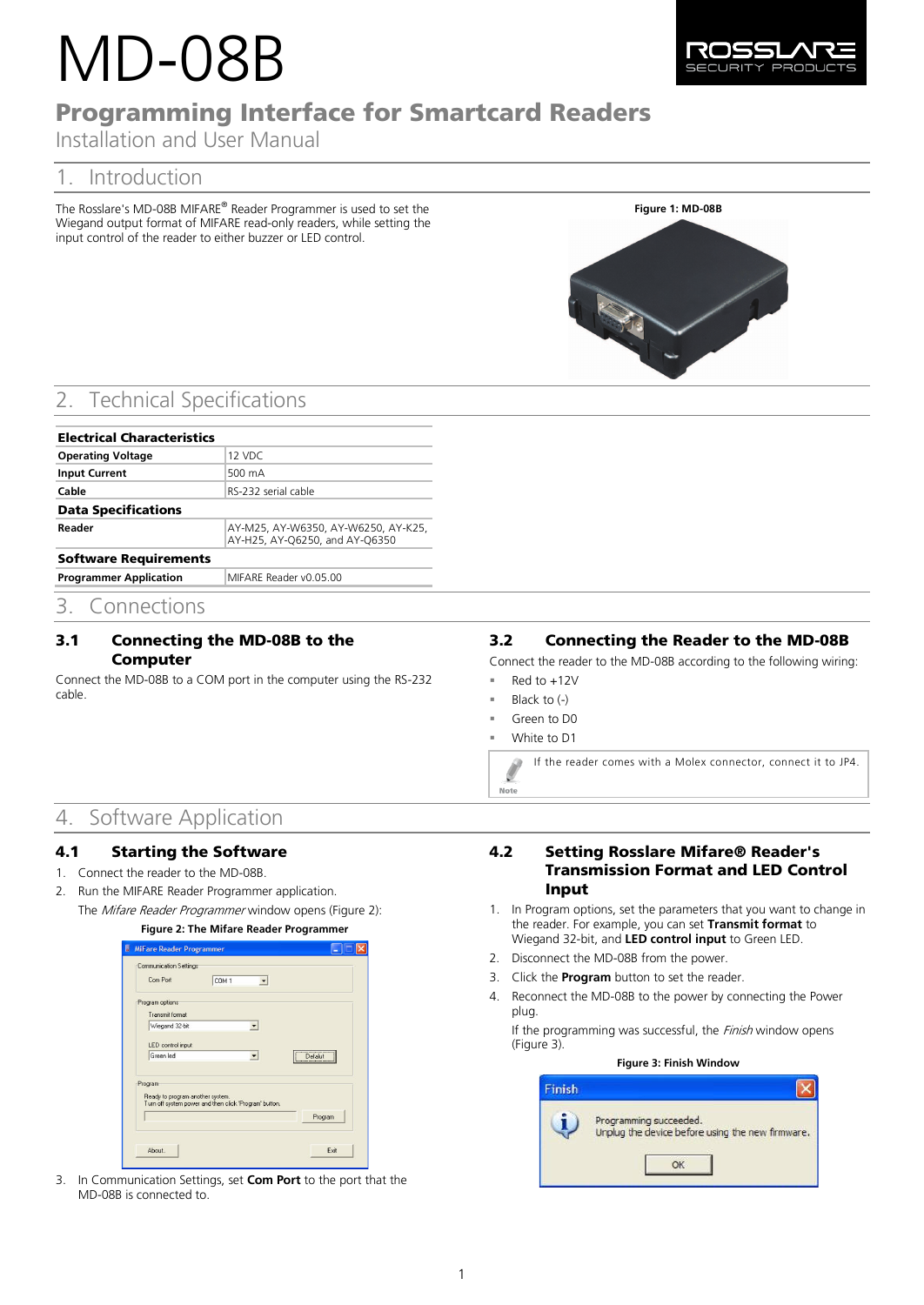# MD-08B

## Programming Interface for Smartcard Readers

Installation and User Manual

## 1. Introduction

The Rosslare's MD-08B MIFARE® Reader Programmer is used to set the Wiegand output format of MIFARE read-only readers, while setting the input control of the reader to either buzzer or LED control.

**Figure 1: MD-08B**

## 2. Technical Specifications

| **Electrical Characteristics** | |
|---|---|
| **Operating Voltage** | 12 VDC |
| **Input Current** | 500 mA |
| **Cable** | RS-232 serial cable |
| **Data Specifications** | |
| **Reader** | AY-M25, AY-W6350, AY-W6250, AY-K25, AY-H25, AY-Q6250, and AY-Q6350 |
| **Software Requirements** | |
| **Programmer Application** | MIFARE Reader v0.05.00 |

## 3. Connections

### 3.1 Connecting the MD-08B to the Computer

Connect the MD-08B to a COM port in the computer using the RS-232 cable.

### 3.2 Connecting the Reader to the MD-08B

Connect the reader to the MD-08B according to the following wiring:

- Red to +12V
- Black to (-)
- Green to D0
- White to D1

Note: If the reader comes with a Molex connector, connect it to JP4.

## 4. Software Application

### 4.1 Starting the Software

1. Connect the reader to the MD-08B.
2. Run the MIFARE Reader Programmer application.

   The *Mifare Reader Programmer* window opens (Figure 2):

   **Figure 2: The Mifare Reader Programmer**

3. In Communication Settings, set **Com Port** to the port that the MD-08B is connected to.

### 4.2 Setting Rosslare Mifare® Reader's Transmission Format and LED Control Input

1. In Program options, set the parameters that you want to change in the reader. For example, you can set **Transmit format** to Wiegand 32-bit, and **LED control input** to Green LED.
2. Disconnect the MD-08B from the power.
3. Click the **Program** button to set the reader.
4. Reconnect the MD-08B to the power by connecting the Power plug.

   If the programming was successful, the *Finish* window opens (Figure 3).

   **Figure 3: Finish Window**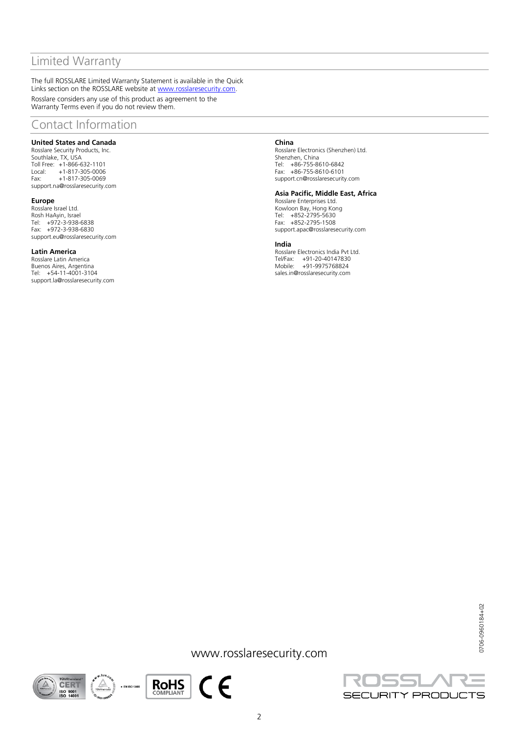## Limited Warranty

The full ROSSLARE Limited Warranty Statement is available in the Quick Links section on the ROSSLARE website at www.rosslaresecurity.com.

Rosslare considers any use of this product as agreement to the Warranty Terms even if you do not review them.

## Contact Information

**United States and Canada**
Rosslare Security Products, Inc.
Southlake, TX, USA
Toll Free: +1-866-632-1101
Local: +1-817-305-0006
Fax: +1-817-305-0069
support.na@rosslaresecurity.com

**Europe**
Rosslare Israel Ltd.
Rosh HaAyin, Israel
Tel: +972-3-938-6838
Fax: +972-3-938-6830
support.eu@rosslaresecurity.com

**Latin America**
Rosslare Latin America
Buenos Aires, Argentina
Tel: +54-11-4001-3104
support.la@rosslaresecurity.com

**China**
Rosslare Electronics (Shenzhen) Ltd.
Shenzhen, China
Tel: +86-755-8610-6842
Fax: +86-755-8610-6101
support.cn@rosslaresecurity.com

**Asia Pacific, Middle East, Africa**
Rosslare Enterprises Ltd.
Kowloon Bay, Hong Kong
Tel: +852-2795-5630
Fax: +852-2795-1508
support.apac@rosslaresecurity.com

**India**
Rosslare Electronics India Pvt Ltd.
Tel/Fax: +91-20-40147830
Mobile: +91-9975768824
sales.in@rosslaresecurity.com

0706-0960184+02

www.rosslaresecurity.com

ROSSLARE SECURITY PRODUCTS